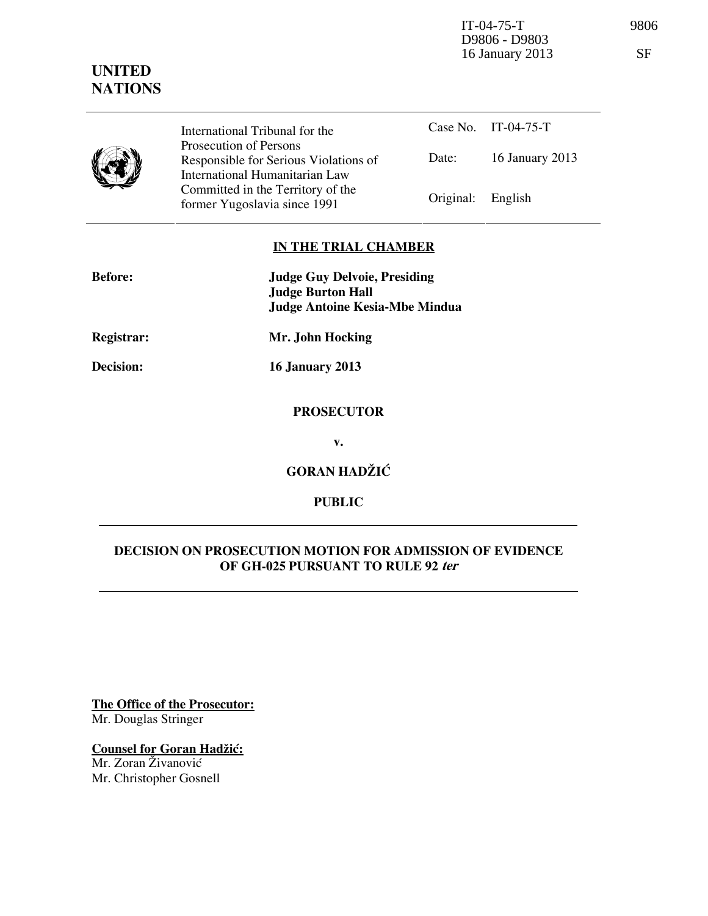IT-04-75-T 9806
D9806 - D9803
16 January 2013 SF

**UNITED NATIONS**

| | | |
|---|---|---|
| International Tribunal for the Prosecution of Persons Responsible for Serious Violations of International Humanitarian Law Committed in the Territory of the former Yugoslavia since 1991 | Case No. | IT-04-75-T |
| | Date: | 16 January 2013 |
| | Original: | English |

**IN THE TRIAL CHAMBER**

| | |
|---|---|
| **Before:** | **Judge Guy Delvoie, Presiding** |
| | **Judge Burton Hall** |
| | **Judge Antoine Kesia-Mbe Mindua** |
| **Registrar:** | **Mr. John Hocking** |
| **Decision:** | **16 January 2013** |

**PROSECUTOR**

**v.**

**GORAN HADŽIĆ**

**PUBLIC**

**DECISION ON PROSECUTION MOTION FOR ADMISSION OF EVIDENCE OF GH-025 PURSUANT TO RULE 92 *ter***

**The Office of the Prosecutor:**
Mr. Douglas Stringer

**Counsel for Goran Hadžić:**
Mr. Zoran Živanović
Mr. Christopher Gosnell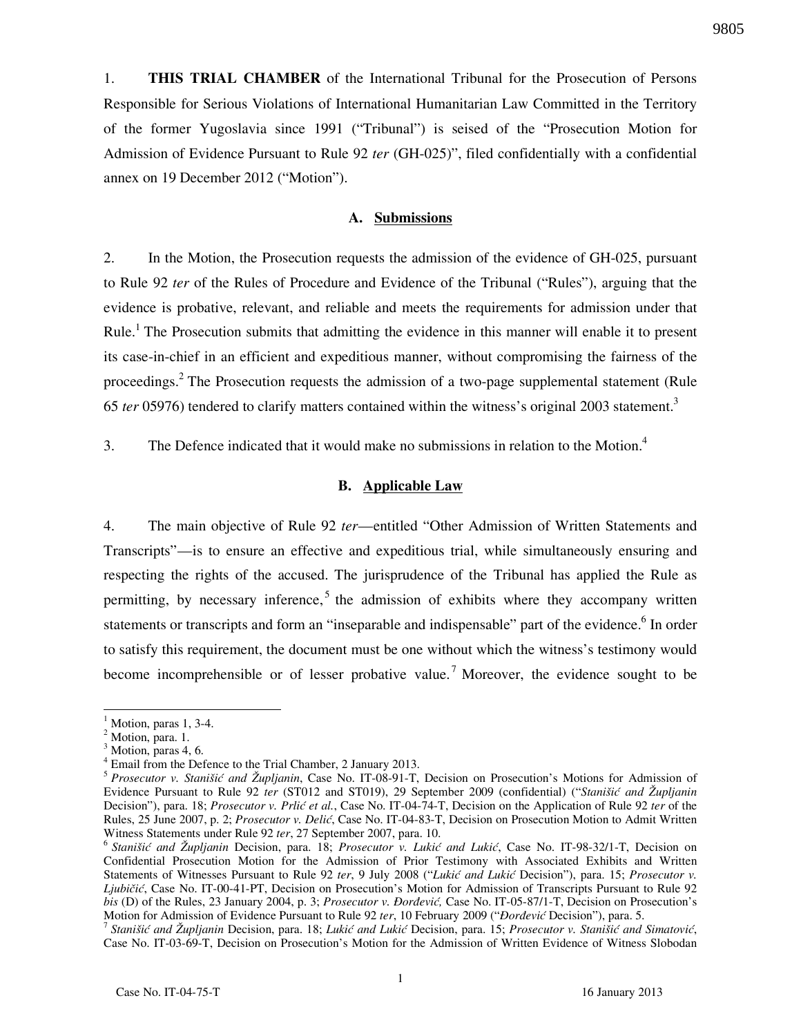1. **THIS TRIAL CHAMBER** of the International Tribunal for the Prosecution of Persons Responsible for Serious Violations of International Humanitarian Law Committed in the Territory of the former Yugoslavia since 1991 ("Tribunal") is seised of the "Prosecution Motion for Admission of Evidence Pursuant to Rule 92 *ter* (GH-025)", filed confidentially with a confidential annex on 19 December 2012 ("Motion").

### A. Submissions

2. In the Motion, the Prosecution requests the admission of the evidence of GH-025, pursuant to Rule 92 *ter* of the Rules of Procedure and Evidence of the Tribunal ("Rules"), arguing that the evidence is probative, relevant, and reliable and meets the requirements for admission under that Rule.[1] The Prosecution submits that admitting the evidence in this manner will enable it to present its case-in-chief in an efficient and expeditious manner, without compromising the fairness of the proceedings.[2] The Prosecution requests the admission of a two-page supplemental statement (Rule 65 *ter* 05976) tendered to clarify matters contained within the witness's original 2003 statement.[3]

3. The Defence indicated that it would make no submissions in relation to the Motion.[4]

### B. Applicable Law

4. The main objective of Rule 92 *ter*—entitled "Other Admission of Written Statements and Transcripts"—is to ensure an effective and expeditious trial, while simultaneously ensuring and respecting the rights of the accused. The jurisprudence of the Tribunal has applied the Rule as permitting, by necessary inference,[5] the admission of exhibits where they accompany written statements or transcripts and form an "inseparable and indispensable" part of the evidence.[6] In order to satisfy this requirement, the document must be one without which the witness's testimony would become incomprehensible or of lesser probative value.[7] Moreover, the evidence sought to be

---

[1] Motion, paras 1, 3-4.

[2] Motion, para. 1.

[3] Motion, paras 4, 6.

[4] Email from the Defence to the Trial Chamber, 2 January 2013.

[5] *Prosecutor v. Stanišić and Župljanin*, Case No. IT-08-91-T, Decision on Prosecution's Motions for Admission of Evidence Pursuant to Rule 92 *ter* (ST012 and ST019), 29 September 2009 (confidential) ("*Stanišić and Župljanin* Decision"), para. 18; *Prosecutor v. Prlić et al.*, Case No. IT-04-74-T, Decision on the Application of Rule 92 *ter* of the Rules, 25 June 2007, p. 2; *Prosecutor v. Delić*, Case No. IT-04-83-T, Decision on Prosecution Motion to Admit Written Witness Statements under Rule 92 *ter*, 27 September 2007, para. 10.

[6] *Stanišić and Župljanin* Decision, para. 18; *Prosecutor v. Lukić and Lukić*, Case No. IT-98-32/1-T, Decision on Confidential Prosecution Motion for the Admission of Prior Testimony with Associated Exhibits and Written Statements of Witnesses Pursuant to Rule 92 *ter*, 9 July 2008 ("*Lukić and Lukić* Decision"), para. 15; *Prosecutor v. Ljubičić*, Case No. IT-00-41-PT, Decision on Prosecution's Motion for Admission of Transcripts Pursuant to Rule 92 *bis* (D) of the Rules, 23 January 2004, p. 3; *Prosecutor v. Đorđević,* Case No. IT-05-87/1-T, Decision on Prosecution's Motion for Admission of Evidence Pursuant to Rule 92 *ter*, 10 February 2009 ("*Đorđević* Decision"), para. 5.

[7] *Stanišić and Župljanin* Decision, para. 18; *Lukić and Lukić* Decision, para. 15; *Prosecutor v. Stanišić and Simatović*, Case No. IT-03-69-T, Decision on Prosecution's Motion for the Admission of Written Evidence of Witness Slobodan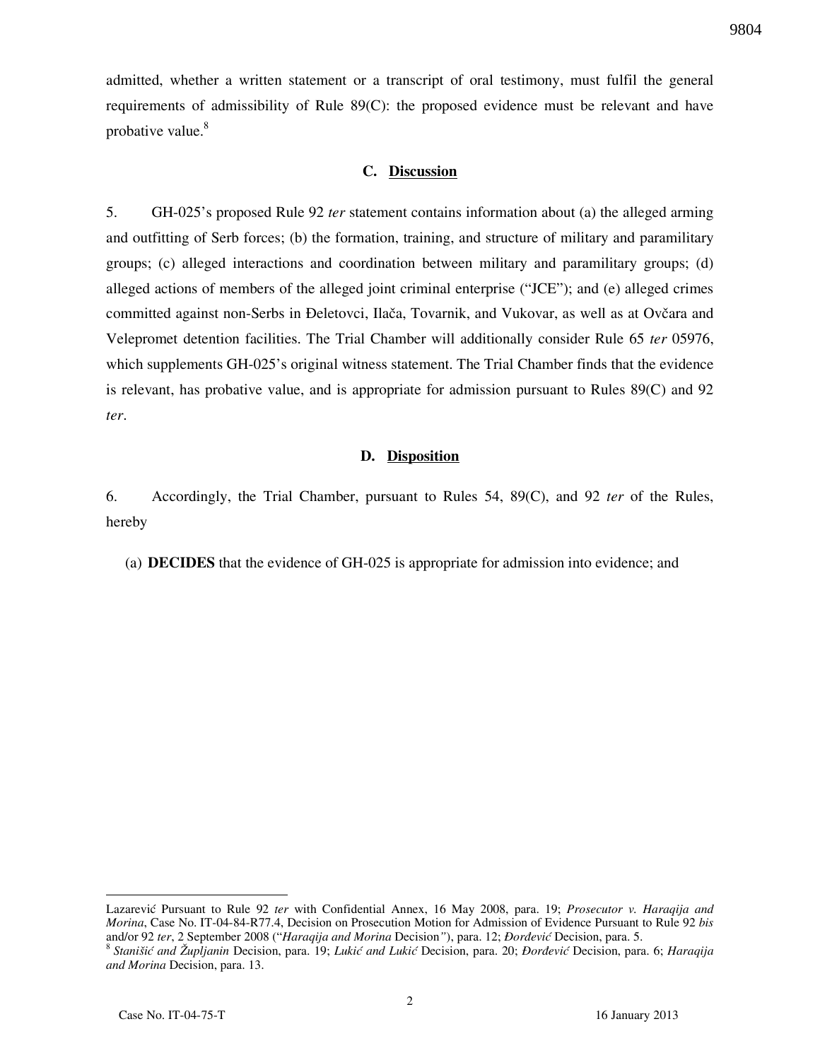admitted, whether a written statement or a transcript of oral testimony, must fulfil the general requirements of admissibility of Rule 89(C): the proposed evidence must be relevant and have probative value.[8]

### C. Discussion

5. GH-025's proposed Rule 92 *ter* statement contains information about (a) the alleged arming and outfitting of Serb forces; (b) the formation, training, and structure of military and paramilitary groups; (c) alleged interactions and coordination between military and paramilitary groups; (d) alleged actions of members of the alleged joint criminal enterprise ("JCE"); and (e) alleged crimes committed against non-Serbs in Đeletovci, Ilača, Tovarnik, and Vukovar, as well as at Ovčara and Velepromet detention facilities. The Trial Chamber will additionally consider Rule 65 *ter* 05976, which supplements GH-025's original witness statement. The Trial Chamber finds that the evidence is relevant, has probative value, and is appropriate for admission pursuant to Rules 89(C) and 92 *ter*.

### D. Disposition

6. Accordingly, the Trial Chamber, pursuant to Rules 54, 89(C), and 92 *ter* of the Rules, hereby

(a) **DECIDES** that the evidence of GH-025 is appropriate for admission into evidence; and

---

Lazarević Pursuant to Rule 92 *ter* with Confidential Annex, 16 May 2008, para. 19; *Prosecutor v. Haraqija and Morina*, Case No. IT-04-84-R77.4, Decision on Prosecution Motion for Admission of Evidence Pursuant to Rule 92 *bis* and/or 92 *ter*, 2 September 2008 ("*Haraqija and Morina* Decision"), para. 12; *Đorđević* Decision, para. 5.

[8] *Stanišić and Župljanin* Decision, para. 19; *Lukić and Lukić* Decision, para. 20; *Đorđević* Decision, para. 6; *Haraqija and Morina* Decision, para. 13.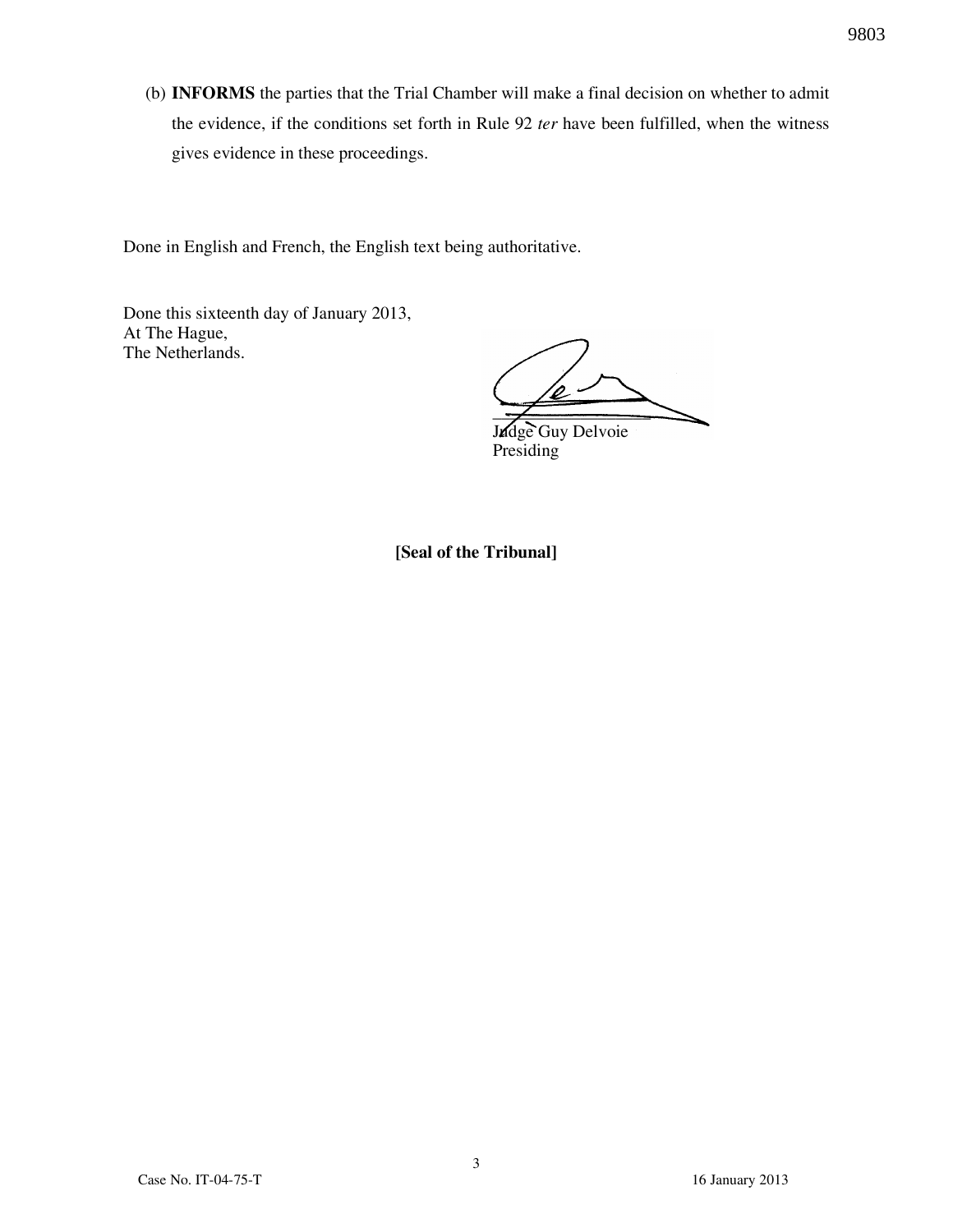(b) **INFORMS** the parties that the Trial Chamber will make a final decision on whether to admit the evidence, if the conditions set forth in Rule 92 *ter* have been fulfilled, when the witness gives evidence in these proceedings.

Done in English and French, the English text being authoritative.

Done this sixteenth day of January 2013,
At The Hague,
The Netherlands.

Judge Guy Delvoie
Presiding

**[Seal of the Tribunal]**